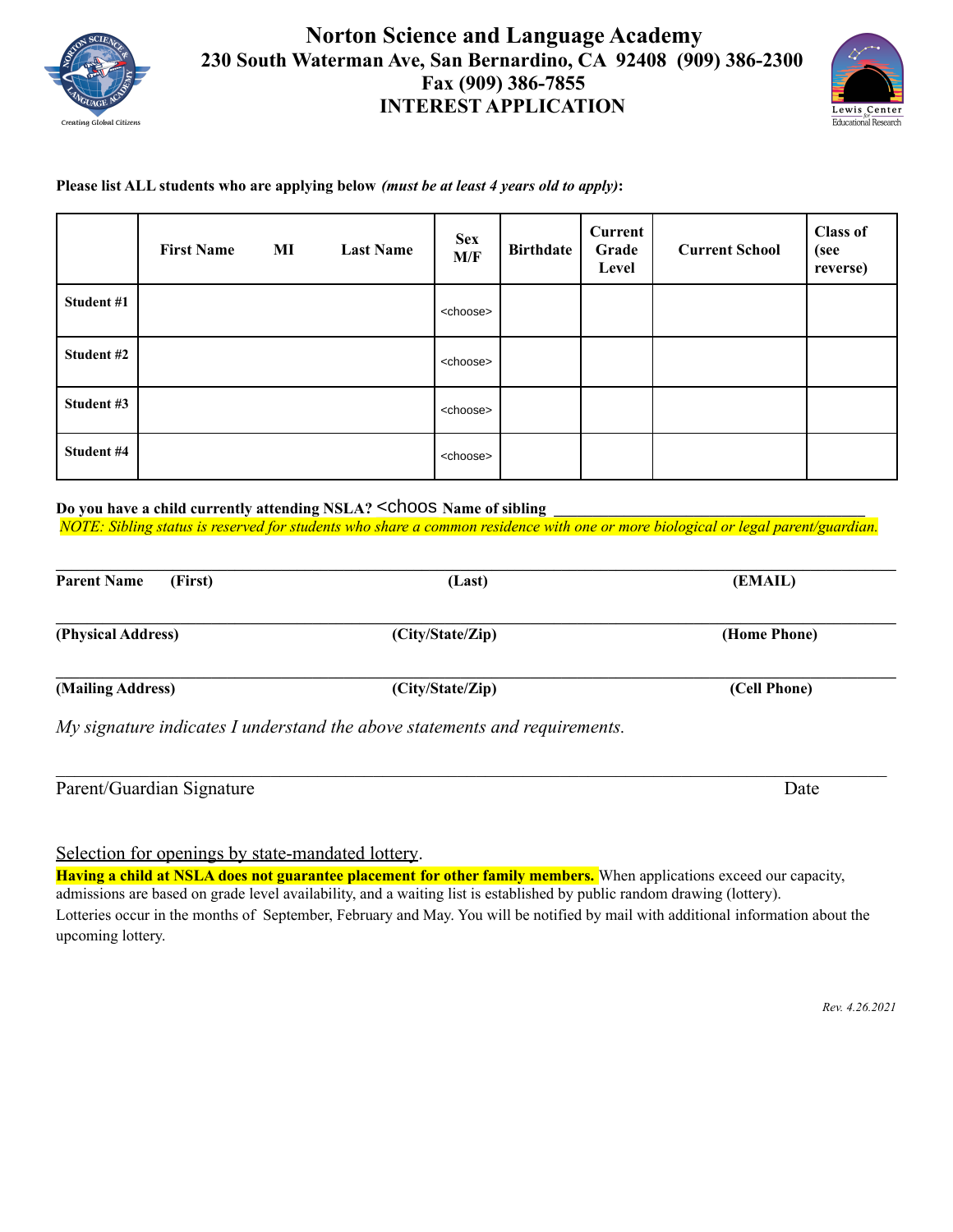# Norton Science and Language Academy

## 230 South Waterman Ave, San Bernardino, CA 92408 (909) 386-2300

## Fax (909) 386-7855

## INTEREST APPLICATION

**Please list ALL students who are applying below** ***(must be at least 4 years old to apply)*****:**

| | First Name MI Last Name | Sex M/F | Birthdate | Current Grade Level | Current School | Class of (see reverse) |
|---|---|---|---|---|---|---|
| **Student #1** | | <choose> | | | | |
| **Student #2** | | <choose> | | | | |
| **Student #3** | | <choose> | | | | |
| **Student #4** | | <choose> | | | | |

**Do you have a child currently attending NSLA?** <choos **Name of sibling** ___________________________________

*NOTE: Sibling status is reserved for students who share a common residence with one or more biological or legal parent/guardian.*

___________________________________________________________________________

**Parent Name (First)** **(Last)** **(EMAIL)**

___________________________________________________________________________

**(Physical Address)** **(City/State/Zip)** **(Home Phone)**

___________________________________________________________________________

**(Mailing Address)** **(City/State/Zip)** **(Cell Phone)**

*My signature indicates I understand the above statements and requirements.*

___________________________________________________________________________

Parent/Guardian Signature Date

Selection for openings by state-mandated lottery.

**Having a child at NSLA does not guarantee placement for other family members.** When applications exceed our capacity, admissions are based on grade level availability, and a waiting list is established by public random drawing (lottery). Lotteries occur in the months of September, February and May. You will be notified by mail with additional information about the upcoming lottery.

*Rev. 4.26.2021*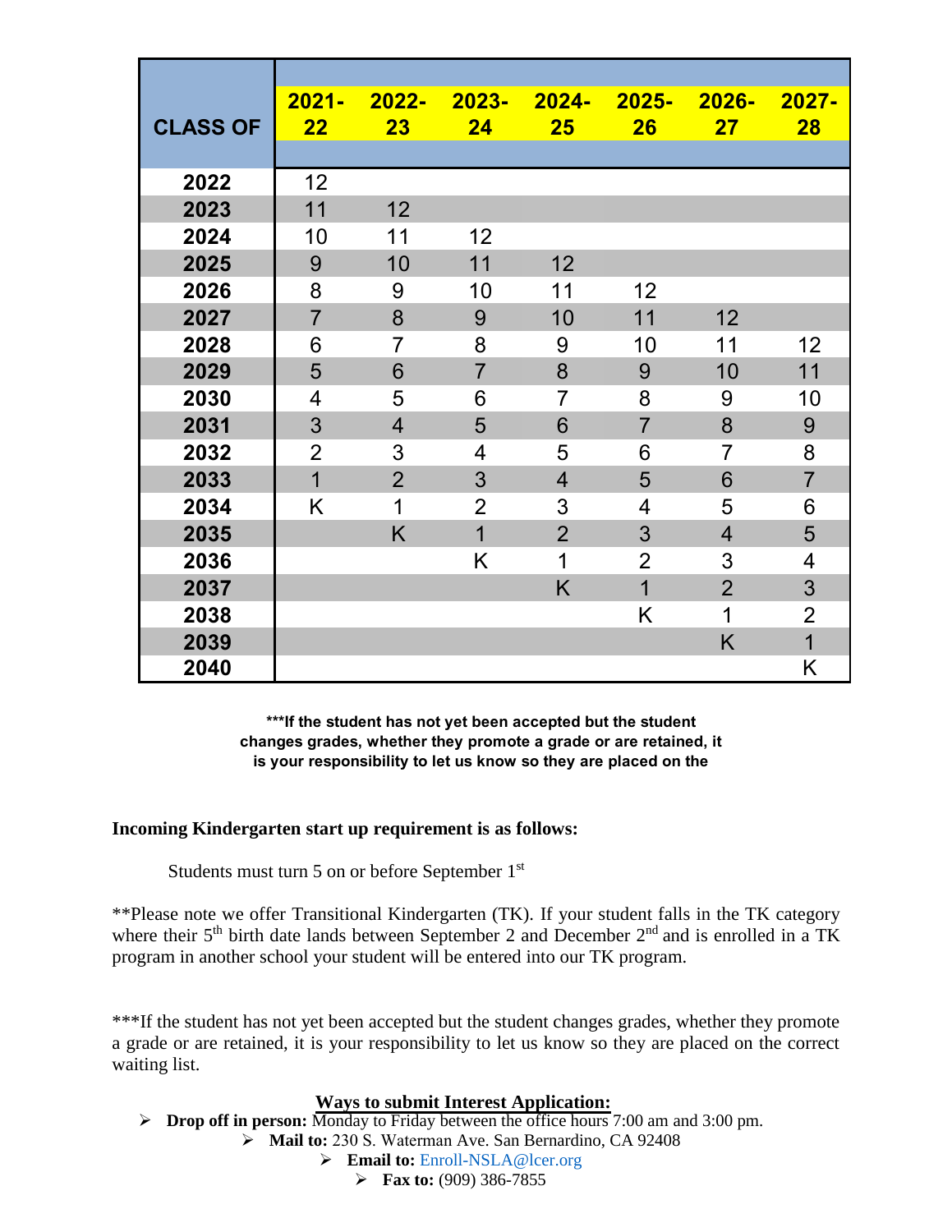| CLASS OF | 2021-22 | 2022-23 | 2023-24 | 2024-25 | 2025-26 | 2026-27 | 2027-28 |
|---|---|---|---|---|---|---|---|
| 2022 | 12 | | | | | | |
| 2023 | 11 | 12 | | | | | |
| 2024 | 10 | 11 | 12 | | | | |
| 2025 | 9 | 10 | 11 | 12 | | | |
| 2026 | 8 | 9 | 10 | 11 | 12 | | |
| 2027 | 7 | 8 | 9 | 10 | 11 | 12 | |
| 2028 | 6 | 7 | 8 | 9 | 10 | 11 | 12 |
| 2029 | 5 | 6 | 7 | 8 | 9 | 10 | 11 |
| 2030 | 4 | 5 | 6 | 7 | 8 | 9 | 10 |
| 2031 | 3 | 4 | 5 | 6 | 7 | 8 | 9 |
| 2032 | 2 | 3 | 4 | 5 | 6 | 7 | 8 |
| 2033 | 1 | 2 | 3 | 4 | 5 | 6 | 7 |
| 2034 | K | 1 | 2 | 3 | 4 | 5 | 6 |
| 2035 | | K | 1 | 2 | 3 | 4 | 5 |
| 2036 | | | K | 1 | 2 | 3 | 4 |
| 2037 | | | | K | 1 | 2 | 3 |
| 2038 | | | | | K | 1 | 2 |
| 2039 | | | | | | K | 1 |
| 2040 | | | | | | | K |

**\*\*\*If the student has not yet been accepted but the student changes grades, whether they promote a grade or are retained, it is your responsibility to let us know so they are placed on the**

**Incoming Kindergarten start up requirement is as follows:**

Students must turn 5 on or before September 1st

**Please note we offer Transitional Kindergarten (TK). If your student falls in the TK category where their 5th birth date lands between September 2 and December 2nd and is enrolled in a TK program in another school your student will be entered into our TK program.

***If the student has not yet been accepted but the student changes grades, whether they promote a grade or are retained, it is your responsibility to let us know so they are placed on the correct waiting list.

**<u>Ways to submit Interest Application:</u>**

- **Drop off in person:** Monday to Friday between the office hours 7:00 am and 3:00 pm.
- **Mail to:** 230 S. Waterman Ave. San Bernardino, CA 92408
- **Email to:** Enroll-NSLA@lcer.org
- **Fax to:** (909) 386-7855